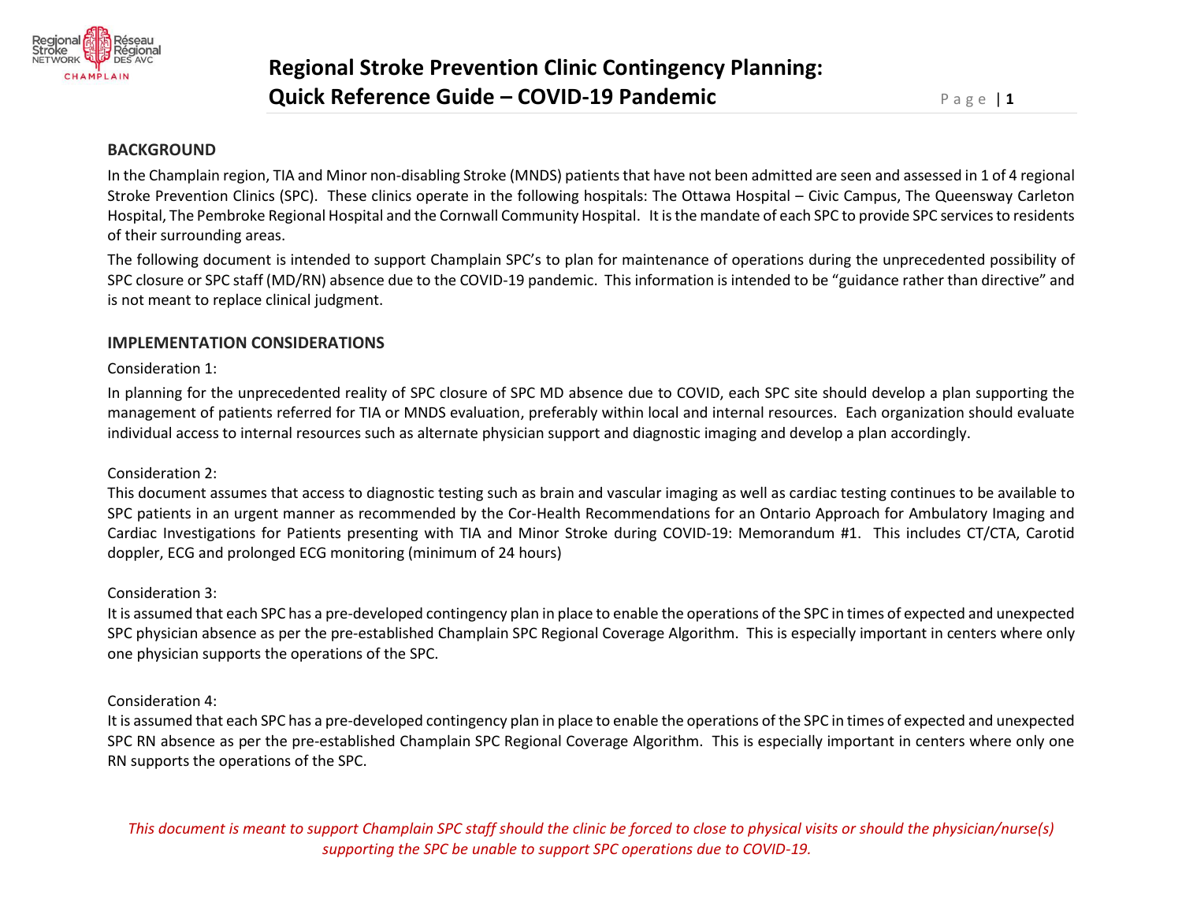# Regional Stroke Prevention Clinic Contingency Planning: Quick Reference Guide – COVID-19 Pandemic

## BACKGROUND

In the Champlain region, TIA and Minor non-disabling Stroke (MNDS) patients that have not been admitted are seen and assessed in 1 of 4 regional Stroke Prevention Clinics (SPC). These clinics operate in the following hospitals: The Ottawa Hospital – Civic Campus, The Queensway Carleton Hospital, The Pembroke Regional Hospital and the Cornwall Community Hospital. It is the mandate of each SPC to provide SPC services to residents of their surrounding areas.

The following document is intended to support Champlain SPC's to plan for maintenance of operations during the unprecedented possibility of SPC closure or SPC staff (MD/RN) absence due to the COVID-19 pandemic. This information is intended to be "guidance rather than directive" and is not meant to replace clinical judgment.

## IMPLEMENTATION CONSIDERATIONS

Consideration 1:

In planning for the unprecedented reality of SPC closure of SPC MD absence due to COVID, each SPC site should develop a plan supporting the management of patients referred for TIA or MNDS evaluation, preferably within local and internal resources. Each organization should evaluate individual access to internal resources such as alternate physician support and diagnostic imaging and develop a plan accordingly.

Consideration 2:

This document assumes that access to diagnostic testing such as brain and vascular imaging as well as cardiac testing continues to be available to SPC patients in an urgent manner as recommended by the Cor-Health Recommendations for an Ontario Approach for Ambulatory Imaging and Cardiac Investigations for Patients presenting with TIA and Minor Stroke during COVID-19: Memorandum #1. This includes CT/CTA, Carotid doppler, ECG and prolonged ECG monitoring (minimum of 24 hours)

Consideration 3:

It is assumed that each SPC has a pre-developed contingency plan in place to enable the operations of the SPC in times of expected and unexpected SPC physician absence as per the pre-established Champlain SPC Regional Coverage Algorithm. This is especially important in centers where only one physician supports the operations of the SPC.

Consideration 4:

It is assumed that each SPC has a pre-developed contingency plan in place to enable the operations of the SPC in times of expected and unexpected SPC RN absence as per the pre-established Champlain SPC Regional Coverage Algorithm. This is especially important in centers where only one RN supports the operations of the SPC.

*This document is meant to support Champlain SPC staff should the clinic be forced to close to physical visits or should the physician/nurse(s) supporting the SPC be unable to support SPC operations due to COVID-19.*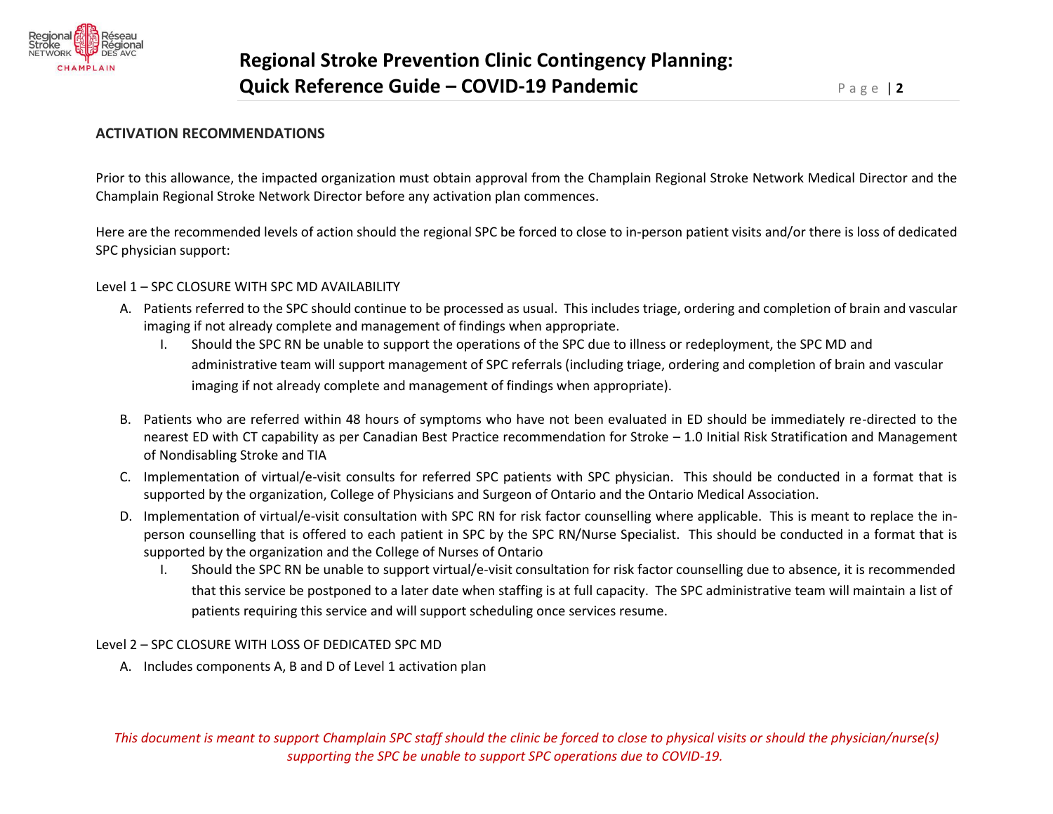## ACTIVATION RECOMMENDATIONS

Prior to this allowance, the impacted organization must obtain approval from the Champlain Regional Stroke Network Medical Director and the Champlain Regional Stroke Network Director before any activation plan commences.

Here are the recommended levels of action should the regional SPC be forced to close to in-person patient visits and/or there is loss of dedicated SPC physician support:

Level 1 – SPC CLOSURE WITH SPC MD AVAILABILITY

A. Patients referred to the SPC should continue to be processed as usual. This includes triage, ordering and completion of brain and vascular imaging if not already complete and management of findings when appropriate.
   I. Should the SPC RN be unable to support the operations of the SPC due to illness or redeployment, the SPC MD and administrative team will support management of SPC referrals (including triage, ordering and completion of brain and vascular imaging if not already complete and management of findings when appropriate).

B. Patients who are referred within 48 hours of symptoms who have not been evaluated in ED should be immediately re-directed to the nearest ED with CT capability as per Canadian Best Practice recommendation for Stroke – 1.0 Initial Risk Stratification and Management of Nondisabling Stroke and TIA

C. Implementation of virtual/e-visit consults for referred SPC patients with SPC physician. This should be conducted in a format that is supported by the organization, College of Physicians and Surgeon of Ontario and the Ontario Medical Association.

D. Implementation of virtual/e-visit consultation with SPC RN for risk factor counselling where applicable. This is meant to replace the in-person counselling that is offered to each patient in SPC by the SPC RN/Nurse Specialist. This should be conducted in a format that is supported by the organization and the College of Nurses of Ontario
   I. Should the SPC RN be unable to support virtual/e-visit consultation for risk factor counselling due to absence, it is recommended that this service be postponed to a later date when staffing is at full capacity. The SPC administrative team will maintain a list of patients requiring this service and will support scheduling once services resume.

Level 2 – SPC CLOSURE WITH LOSS OF DEDICATED SPC MD

A. Includes components A, B and D of Level 1 activation plan

*This document is meant to support Champlain SPC staff should the clinic be forced to close to physical visits or should the physician/nurse(s) supporting the SPC be unable to support SPC operations due to COVID-19.*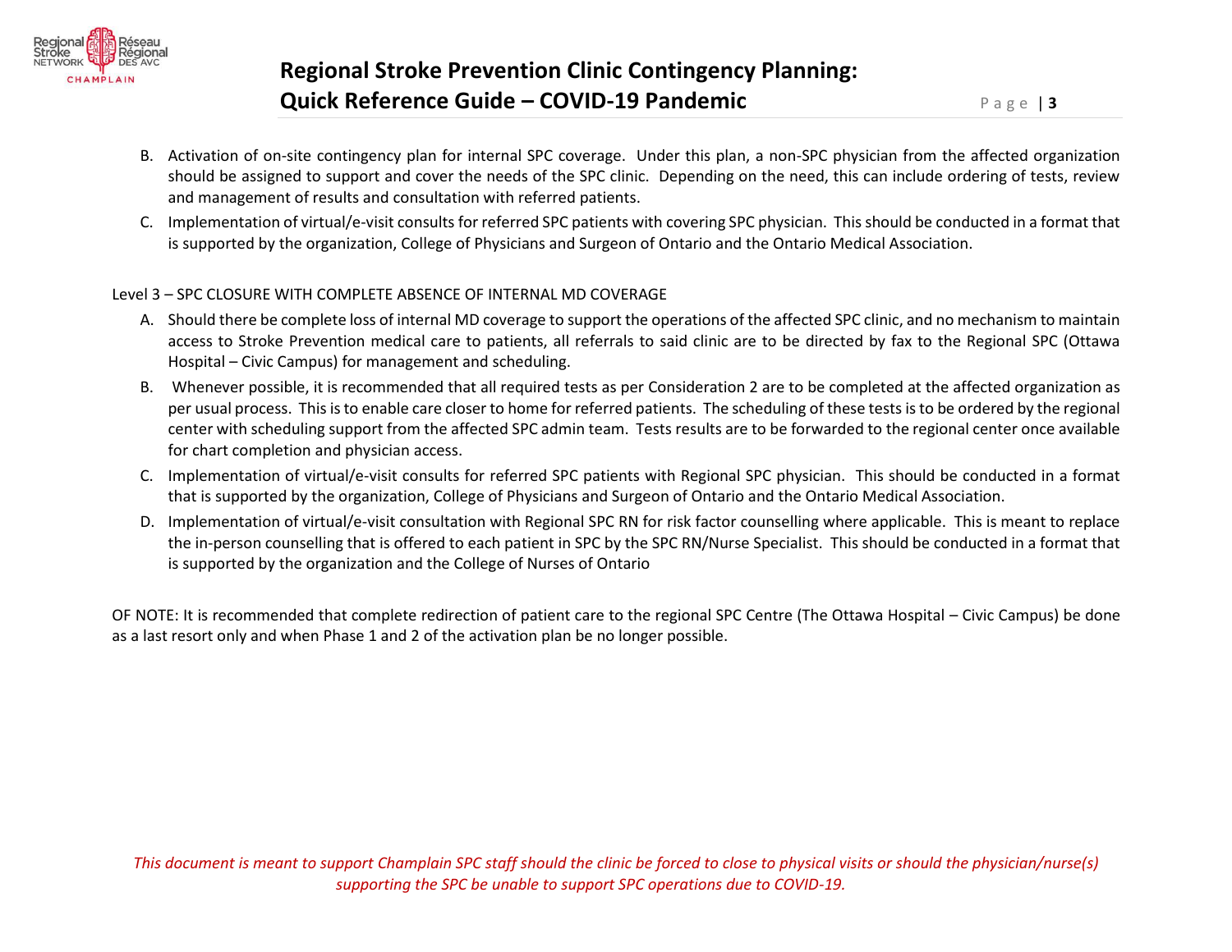B. Activation of on-site contingency plan for internal SPC coverage. Under this plan, a non-SPC physician from the affected organization should be assigned to support and cover the needs of the SPC clinic. Depending on the need, this can include ordering of tests, review and management of results and consultation with referred patients.

C. Implementation of virtual/e-visit consults for referred SPC patients with covering SPC physician. This should be conducted in a format that is supported by the organization, College of Physicians and Surgeon of Ontario and the Ontario Medical Association.

Level 3 – SPC CLOSURE WITH COMPLETE ABSENCE OF INTERNAL MD COVERAGE

A. Should there be complete loss of internal MD coverage to support the operations of the affected SPC clinic, and no mechanism to maintain access to Stroke Prevention medical care to patients, all referrals to said clinic are to be directed by fax to the Regional SPC (Ottawa Hospital – Civic Campus) for management and scheduling.

B. Whenever possible, it is recommended that all required tests as per Consideration 2 are to be completed at the affected organization as per usual process. This is to enable care closer to home for referred patients. The scheduling of these tests is to be ordered by the regional center with scheduling support from the affected SPC admin team. Tests results are to be forwarded to the regional center once available for chart completion and physician access.

C. Implementation of virtual/e-visit consults for referred SPC patients with Regional SPC physician. This should be conducted in a format that is supported by the organization, College of Physicians and Surgeon of Ontario and the Ontario Medical Association.

D. Implementation of virtual/e-visit consultation with Regional SPC RN for risk factor counselling where applicable. This is meant to replace the in-person counselling that is offered to each patient in SPC by the SPC RN/Nurse Specialist. This should be conducted in a format that is supported by the organization and the College of Nurses of Ontario

OF NOTE: It is recommended that complete redirection of patient care to the regional SPC Centre (The Ottawa Hospital – Civic Campus) be done as a last resort only and when Phase 1 and 2 of the activation plan be no longer possible.

*This document is meant to support Champlain SPC staff should the clinic be forced to close to physical visits or should the physician/nurse(s) supporting the SPC be unable to support SPC operations due to COVID-19.*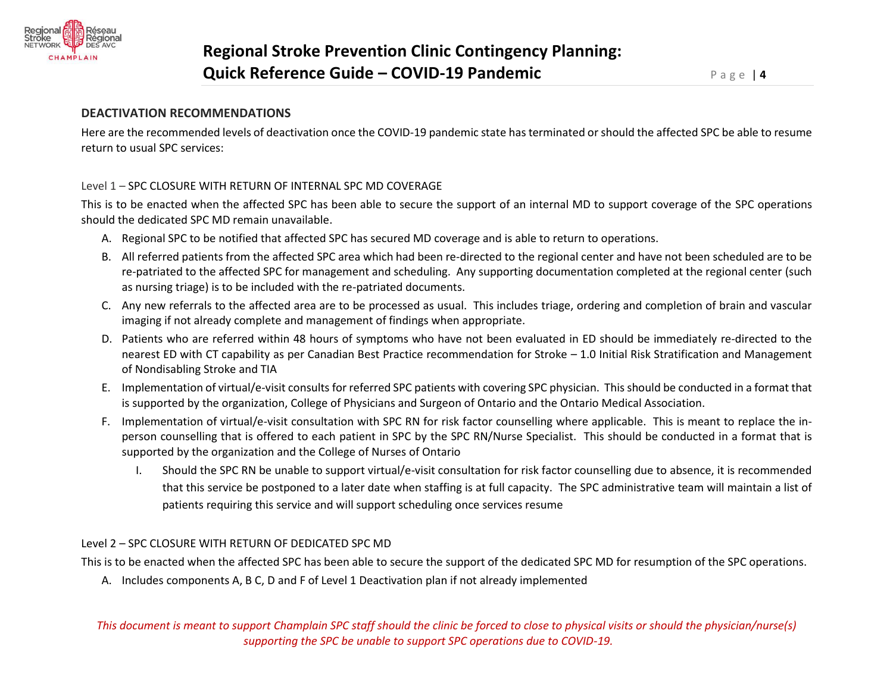## DEACTIVATION RECOMMENDATIONS

Here are the recommended levels of deactivation once the COVID-19 pandemic state has terminated or should the affected SPC be able to resume return to usual SPC services:

### Level 1 – SPC CLOSURE WITH RETURN OF INTERNAL SPC MD COVERAGE

This is to be enacted when the affected SPC has been able to secure the support of an internal MD to support coverage of the SPC operations should the dedicated SPC MD remain unavailable.

A. Regional SPC to be notified that affected SPC has secured MD coverage and is able to return to operations.

B. All referred patients from the affected SPC area which had been re-directed to the regional center and have not been scheduled are to be re-patriated to the affected SPC for management and scheduling. Any supporting documentation completed at the regional center (such as nursing triage) is to be included with the re-patriated documents.

C. Any new referrals to the affected area are to be processed as usual. This includes triage, ordering and completion of brain and vascular imaging if not already complete and management of findings when appropriate.

D. Patients who are referred within 48 hours of symptoms who have not been evaluated in ED should be immediately re-directed to the nearest ED with CT capability as per Canadian Best Practice recommendation for Stroke – 1.0 Initial Risk Stratification and Management of Nondisabling Stroke and TIA

E. Implementation of virtual/e-visit consults for referred SPC patients with covering SPC physician. This should be conducted in a format that is supported by the organization, College of Physicians and Surgeon of Ontario and the Ontario Medical Association.

F. Implementation of virtual/e-visit consultation with SPC RN for risk factor counselling where applicable. This is meant to replace the in-person counselling that is offered to each patient in SPC by the SPC RN/Nurse Specialist. This should be conducted in a format that is supported by the organization and the College of Nurses of Ontario

   I. Should the SPC RN be unable to support virtual/e-visit consultation for risk factor counselling due to absence, it is recommended that this service be postponed to a later date when staffing is at full capacity. The SPC administrative team will maintain a list of patients requiring this service and will support scheduling once services resume

### Level 2 – SPC CLOSURE WITH RETURN OF DEDICATED SPC MD

This is to be enacted when the affected SPC has been able to secure the support of the dedicated SPC MD for resumption of the SPC operations.

A. Includes components A, B C, D and F of Level 1 Deactivation plan if not already implemented

*This document is meant to support Champlain SPC staff should the clinic be forced to close to physical visits or should the physician/nurse(s) supporting the SPC be unable to support SPC operations due to COVID-19.*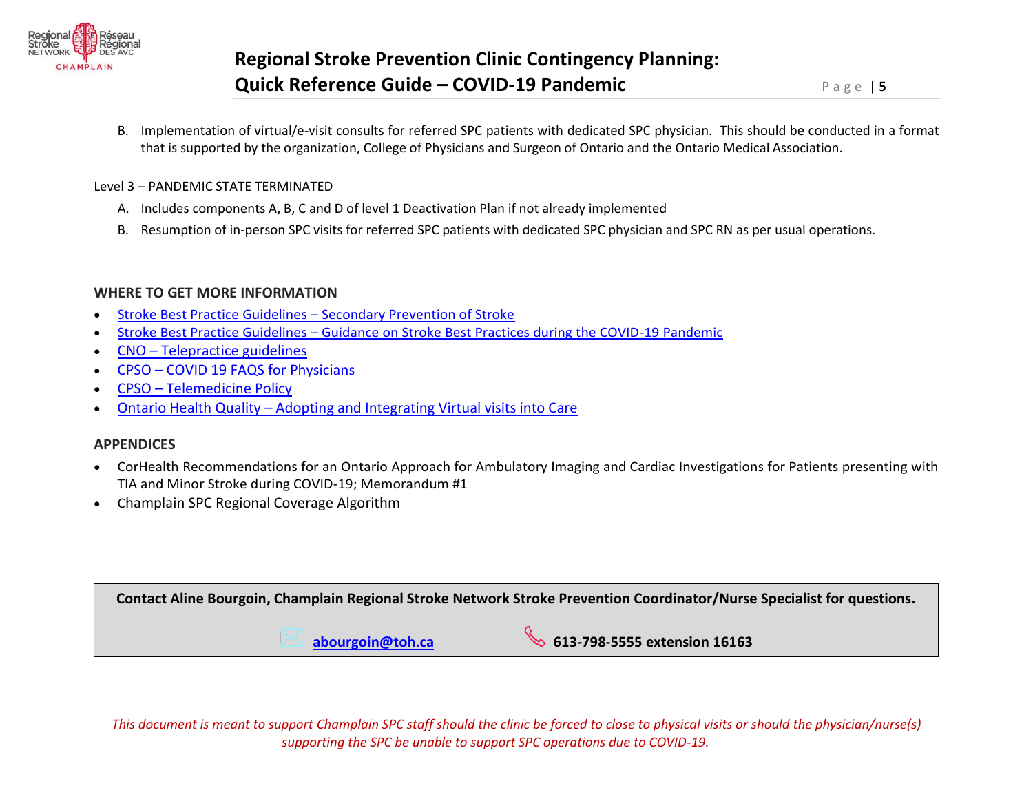B. Implementation of virtual/e-visit consults for referred SPC patients with dedicated SPC physician. This should be conducted in a format that is supported by the organization, College of Physicians and Surgeon of Ontario and the Ontario Medical Association.

Level 3 – PANDEMIC STATE TERMINATED

A. Includes components A, B, C and D of level 1 Deactivation Plan if not already implemented
B. Resumption of in-person SPC visits for referred SPC patients with dedicated SPC physician and SPC RN as per usual operations.

## WHERE TO GET MORE INFORMATION

- Stroke Best Practice Guidelines – Secondary Prevention of Stroke
- Stroke Best Practice Guidelines – Guidance on Stroke Best Practices during the COVID-19 Pandemic
- CNO – Telepractice guidelines
- CPSO – COVID 19 FAQS for Physicians
- CPSO – Telemedicine Policy
- Ontario Health Quality – Adopting and Integrating Virtual visits into Care

## APPENDICES

- CorHealth Recommendations for an Ontario Approach for Ambulatory Imaging and Cardiac Investigations for Patients presenting with TIA and Minor Stroke during COVID-19; Memorandum #1
- Champlain SPC Regional Coverage Algorithm

**Contact Aline Bourgoin, Champlain Regional Stroke Network Stroke Prevention Coordinator/Nurse Specialist for questions.**

**abourgoin@toh.ca** **613-798-5555 extension 16163**

*This document is meant to support Champlain SPC staff should the clinic be forced to close to physical visits or should the physician/nurse(s) supporting the SPC be unable to support SPC operations due to COVID-19.*